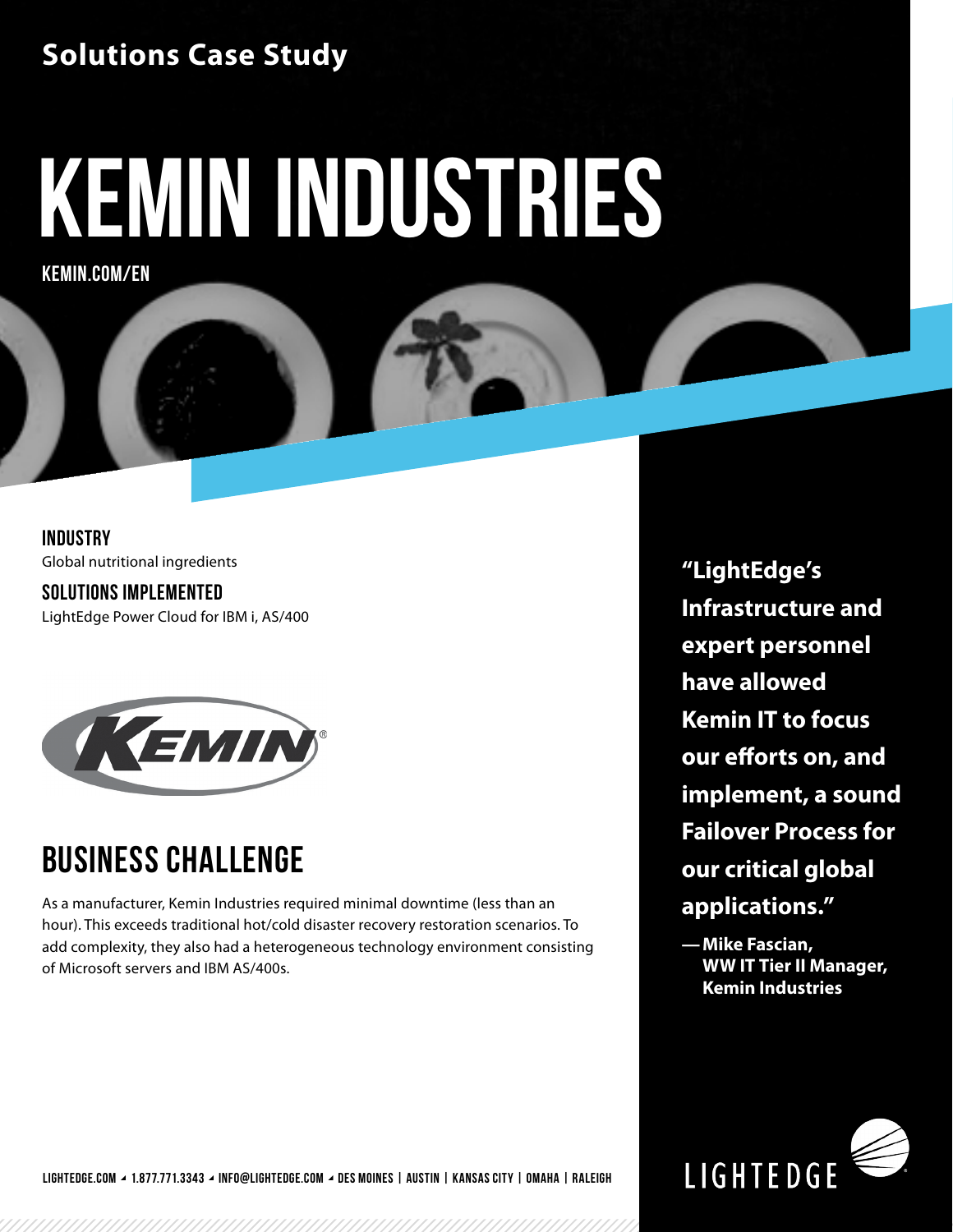**Solutions Case Study**

# KEMIN INDUSTRIES

KEMIN.COM/EN

### INDUSTRY

Global nutritional ingredients

### SOLUTIONS IMPLEMENTED

LightEdge Power Cloud for IBM i, AS/400

## BUSINESS CHALLENGE

As a manufacturer, Kemin Industries required minimal downtime (less than an hour). This exceeds traditional hot/cold disaster recovery restoration scenarios. To add complexity, they also had a heterogeneous technology environment consisting of Microsoft servers and IBM AS/400s.

**"LightEdge's Infrastructure and expert personnel have allowed Kemin IT to focus our efforts on, and implement, a sound Failover Process for our critical global applications."**

**— Mike Fascian, WW IT Tier II Manager, Kemin Industries**

LIGHTEDGE.COM ◢ 1.877.771.3343 ◢ INFO@LIGHTEDGE.COM ◢ DES MOINES | AUSTIN | KANSAS CITY | OMAHA | RALEIGH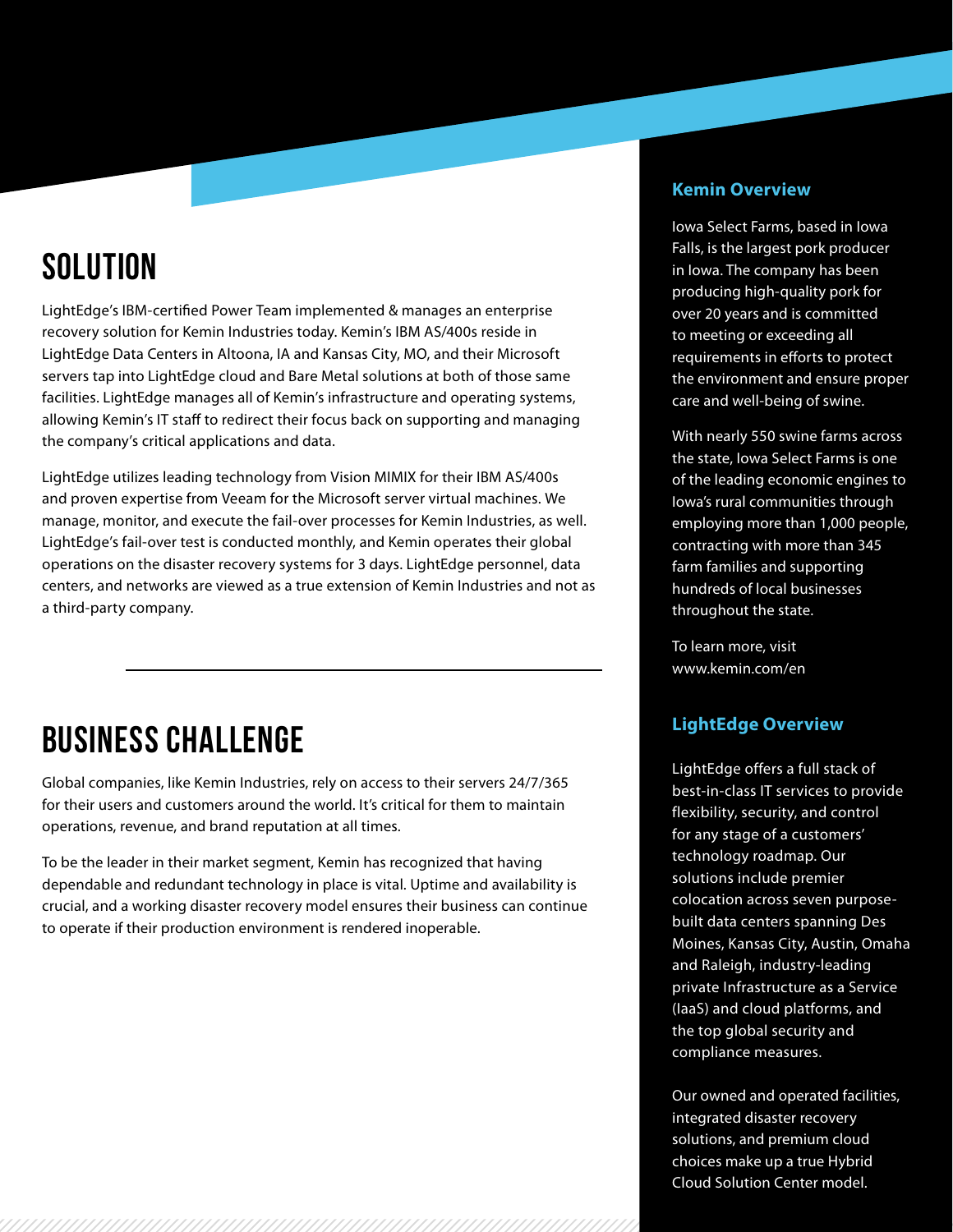## SOLUTION

LightEdge's IBM-certified Power Team implemented & manages an enterprise recovery solution for Kemin Industries today. Kemin's IBM AS/400s reside in LightEdge Data Centers in Altoona, IA and Kansas City, MO, and their Microsoft servers tap into LightEdge cloud and Bare Metal solutions at both of those same facilities. LightEdge manages all of Kemin's infrastructure and operating systems, allowing Kemin's IT staff to redirect their focus back on supporting and managing the company's critical applications and data.

LightEdge utilizes leading technology from Vision MIMIX for their IBM AS/400s and proven expertise from Veeam for the Microsoft server virtual machines. We manage, monitor, and execute the fail-over processes for Kemin Industries, as well. LightEdge's fail-over test is conducted monthly, and Kemin operates their global operations on the disaster recovery systems for 3 days. LightEdge personnel, data centers, and networks are viewed as a true extension of Kemin Industries and not as a third-party company.

---

## BUSINESS CHALLENGE

Global companies, like Kemin Industries, rely on access to their servers 24/7/365 for their users and customers around the world. It's critical for them to maintain operations, revenue, and brand reputation at all times.

To be the leader in their market segment, Kemin has recognized that having dependable and redundant technology in place is vital. Uptime and availability is crucial, and a working disaster recovery model ensures their business can continue to operate if their production environment is rendered inoperable.

### Kemin Overview

Iowa Select Farms, based in Iowa Falls, is the largest pork producer in Iowa. The company has been producing high-quality pork for over 20 years and is committed to meeting or exceeding all requirements in efforts to protect the environment and ensure proper care and well-being of swine.

With nearly 550 swine farms across the state, Iowa Select Farms is one of the leading economic engines to Iowa's rural communities through employing more than 1,000 people, contracting with more than 345 farm families and supporting hundreds of local businesses throughout the state.

To learn more, visit www.kemin.com/en

### LightEdge Overview

LightEdge offers a full stack of best-in-class IT services to provide flexibility, security, and control for any stage of a customers' technology roadmap. Our solutions include premier colocation across seven purpose-built data centers spanning Des Moines, Kansas City, Austin, Omaha and Raleigh, industry-leading private Infrastructure as a Service (IaaS) and cloud platforms, and the top global security and compliance measures.

Our owned and operated facilities, integrated disaster recovery solutions, and premium cloud choices make up a true Hybrid Cloud Solution Center model.